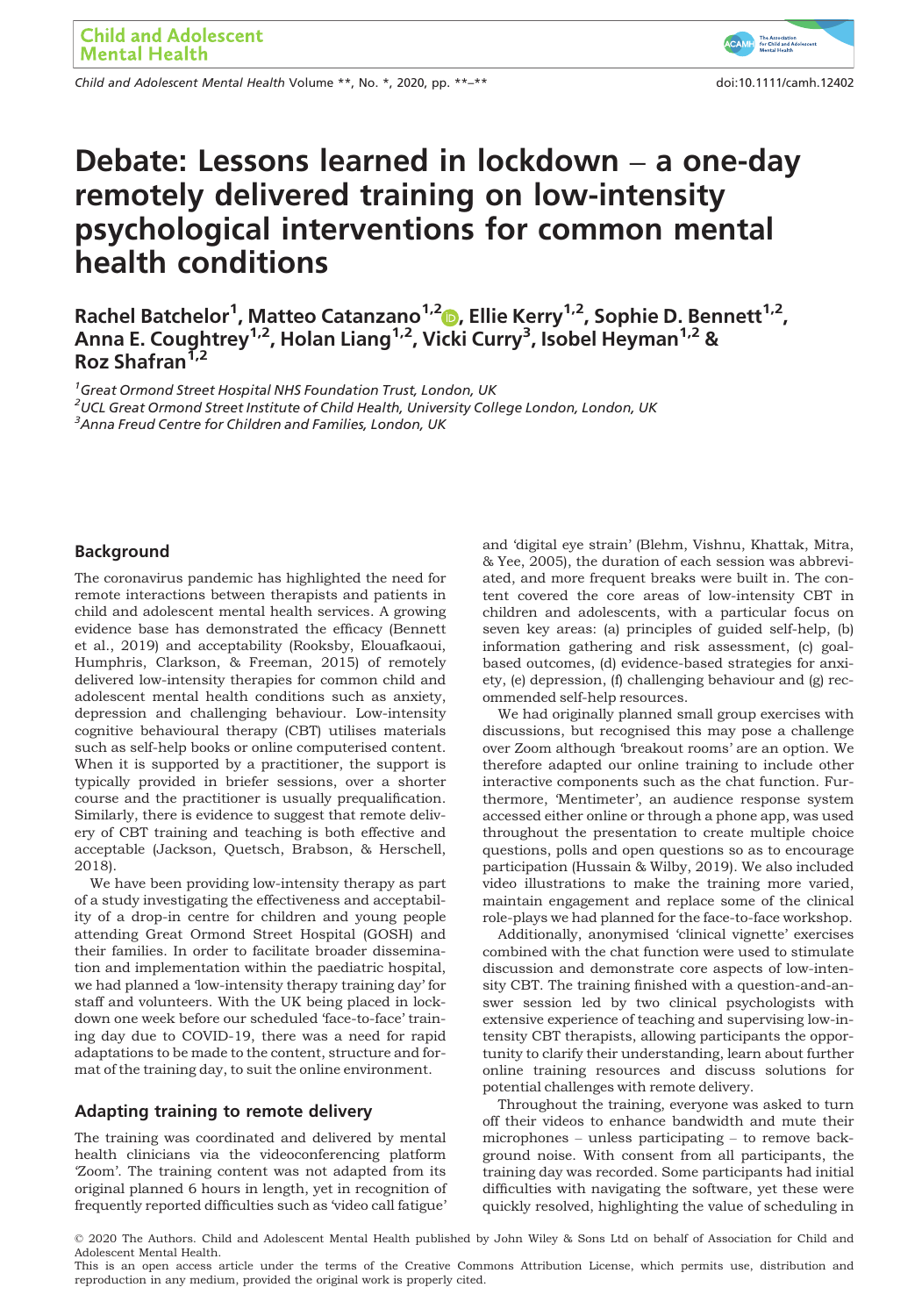# Debate: Lessons learned in lockdown – a one-day remotely delivered training on low-intensity psychological interventions for common mental health conditions

**Rachel Batchelor[1], Matteo Catanzano[1,2], Ellie Kerry[1,2], Sophie D. Bennett[1,2], Anna E. Coughtrey[1,2], Holan Liang[1,2], Vicki Curry[3], Isobel Heyman[1,2] & Roz Shafran[1,2]**

[1]*Great Ormond Street Hospital NHS Foundation Trust, London, UK*
[2]*UCL Great Ormond Street Institute of Child Health, University College London, London, UK*
[3]*Anna Freud Centre for Children and Families, London, UK*

## Background

The coronavirus pandemic has highlighted the need for remote interactions between therapists and patients in child and adolescent mental health services. A growing evidence base has demonstrated the efficacy (Bennett et al., 2019) and acceptability (Rooksby, Elouafkaoui, Humphris, Clarkson, & Freeman, 2015) of remotely delivered low-intensity therapies for common child and adolescent mental health conditions such as anxiety, depression and challenging behaviour. Low-intensity cognitive behavioural therapy (CBT) utilises materials such as self-help books or online computerised content. When it is supported by a practitioner, the support is typically provided in briefer sessions, over a shorter course and the practitioner is usually prequalification. Similarly, there is evidence to suggest that remote delivery of CBT training and teaching is both effective and acceptable (Jackson, Quetsch, Brabson, & Herschell, 2018).

We have been providing low-intensity therapy as part of a study investigating the effectiveness and acceptability of a drop-in centre for children and young people attending Great Ormond Street Hospital (GOSH) and their families. In order to facilitate broader dissemination and implementation within the paediatric hospital, we had planned a 'low-intensity therapy training day' for staff and volunteers. With the UK being placed in lockdown one week before our scheduled 'face-to-face' training day due to COVID-19, there was a need for rapid adaptations to be made to the content, structure and format of the training day, to suit the online environment.

## Adapting training to remote delivery

The training was coordinated and delivered by mental health clinicians via the videoconferencing platform 'Zoom'. The training content was not adapted from its original planned 6 hours in length, yet in recognition of frequently reported difficulties such as 'video call fatigue' and 'digital eye strain' (Blehm, Vishnu, Khattak, Mitra, & Yee, 2005), the duration of each session was abbreviated, and more frequent breaks were built in. The content covered the core areas of low-intensity CBT in children and adolescents, with a particular focus on seven key areas: (a) principles of guided self-help, (b) information gathering and risk assessment, (c) goal-based outcomes, (d) evidence-based strategies for anxiety, (e) depression, (f) challenging behaviour and (g) recommended self-help resources.

We had originally planned small group exercises with discussions, but recognised this may pose a challenge over Zoom although 'breakout rooms' are an option. We therefore adapted our online training to include other interactive components such as the chat function. Furthermore, 'Mentimeter', an audience response system accessed either online or through a phone app, was used throughout the presentation to create multiple choice questions, polls and open questions so as to encourage participation (Hussain & Wilby, 2019). We also included video illustrations to make the training more varied, maintain engagement and replace some of the clinical role-plays we had planned for the face-to-face workshop.

Additionally, anonymised 'clinical vignette' exercises combined with the chat function were used to stimulate discussion and demonstrate core aspects of low-intensity CBT. The training finished with a question-and-answer session led by two clinical psychologists with extensive experience of teaching and supervising low-intensity CBT therapists, allowing participants the opportunity to clarify their understanding, learn about further online training resources and discuss solutions for potential challenges with remote delivery.

Throughout the training, everyone was asked to turn off their videos to enhance bandwidth and mute their microphones – unless participating – to remove background noise. With consent from all participants, the training day was recorded. Some participants had initial difficulties with navigating the software, yet these were quickly resolved, highlighting the value of scheduling in

© 2020 The Authors. Child and Adolescent Mental Health published by John Wiley & Sons Ltd on behalf of Association for Child and Adolescent Mental Health.
This is an open access article under the terms of the Creative Commons Attribution License, which permits use, distribution and reproduction in any medium, provided the original work is properly cited.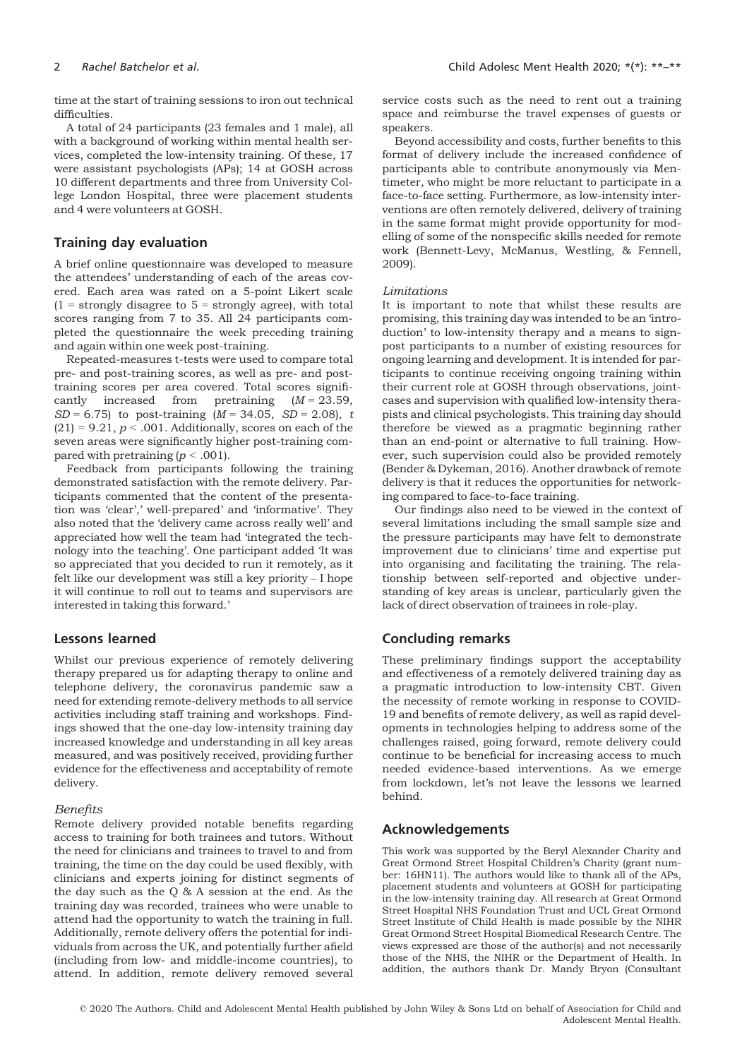time at the start of training sessions to iron out technical difficulties.

A total of 24 participants (23 females and 1 male), all with a background of working within mental health services, completed the low-intensity training. Of these, 17 were assistant psychologists (APs); 14 at GOSH across 10 different departments and three from University College London Hospital, three were placement students and 4 were volunteers at GOSH.

## Training day evaluation

A brief online questionnaire was developed to measure the attendees' understanding of each of the areas covered. Each area was rated on a 5-point Likert scale (1 = strongly disagree to 5 = strongly agree), with total scores ranging from 7 to 35. All 24 participants completed the questionnaire the week preceding training and again within one week post-training.

Repeated-measures t-tests were used to compare total pre- and post-training scores, as well as pre- and post-training scores per area covered. Total scores significantly increased from pretraining ($M = 23.59$, $SD = 6.75$) to post-training ($M = 34.05$, $SD = 2.08$), $t(21) = 9.21$, $p < .001$. Additionally, scores on each of the seven areas were significantly higher post-training compared with pretraining ($p < .001$).

Feedback from participants following the training demonstrated satisfaction with the remote delivery. Participants commented that the content of the presentation was 'clear',' well-prepared' and 'informative'. They also noted that the 'delivery came across really well' and appreciated how well the team had 'integrated the technology into the teaching'. One participant added 'It was so appreciated that you decided to run it remotely, as it felt like our development was still a key priority – I hope it will continue to roll out to teams and supervisors are interested in taking this forward.'

## Lessons learned

Whilst our previous experience of remotely delivering therapy prepared us for adapting therapy to online and telephone delivery, the coronavirus pandemic saw a need for extending remote-delivery methods to all service activities including staff training and workshops. Findings showed that the one-day low-intensity training day increased knowledge and understanding in all key areas measured, and was positively received, providing further evidence for the effectiveness and acceptability of remote delivery.

### *Benefits*

Remote delivery provided notable benefits regarding access to training for both trainees and tutors. Without the need for clinicians and trainees to travel to and from training, the time on the day could be used flexibly, with clinicians and experts joining for distinct segments of the day such as the Q & A session at the end. As the training day was recorded, trainees who were unable to attend had the opportunity to watch the training in full. Additionally, remote delivery offers the potential for individuals from across the UK, and potentially further afield (including from low- and middle-income countries), to attend. In addition, remote delivery removed several service costs such as the need to rent out a training space and reimburse the travel expenses of guests or speakers.

Beyond accessibility and costs, further benefits to this format of delivery include the increased confidence of participants able to contribute anonymously via Mentimeter, who might be more reluctant to participate in a face-to-face setting. Furthermore, as low-intensity interventions are often remotely delivered, delivery of training in the same format might provide opportunity for modelling of some of the nonspecific skills needed for remote work (Bennett-Levy, McManus, Westling, & Fennell, 2009).

### *Limitations*

It is important to note that whilst these results are promising, this training day was intended to be an 'introduction' to low-intensity therapy and a means to signpost participants to a number of existing resources for ongoing learning and development. It is intended for participants to continue receiving ongoing training within their current role at GOSH through observations, joint-cases and supervision with qualified low-intensity therapists and clinical psychologists. This training day should therefore be viewed as a pragmatic beginning rather than an end-point or alternative to full training. However, such supervision could also be provided remotely (Bender & Dykeman, 2016). Another drawback of remote delivery is that it reduces the opportunities for networking compared to face-to-face training.

Our findings also need to be viewed in the context of several limitations including the small sample size and the pressure participants may have felt to demonstrate improvement due to clinicians' time and expertise put into organising and facilitating the training. The relationship between self-reported and objective understanding of key areas is unclear, particularly given the lack of direct observation of trainees in role-play.

## Concluding remarks

These preliminary findings support the acceptability and effectiveness of a remotely delivered training day as a pragmatic introduction to low-intensity CBT. Given the necessity of remote working in response to COVID-19 and benefits of remote delivery, as well as rapid developments in technologies helping to address some of the challenges raised, going forward, remote delivery could continue to be beneficial for increasing access to much needed evidence-based interventions. As we emerge from lockdown, let's not leave the lessons we learned behind.

## Acknowledgements

This work was supported by the Beryl Alexander Charity and Great Ormond Street Hospital Children's Charity (grant number: 16HN11). The authors would like to thank all of the APs, placement students and volunteers at GOSH for participating in the low-intensity training day. All research at Great Ormond Street Hospital NHS Foundation Trust and UCL Great Ormond Street Institute of Child Health is made possible by the NIHR Great Ormond Street Hospital Biomedical Research Centre. The views expressed are those of the author(s) and not necessarily those of the NHS, the NIHR or the Department of Health. In addition, the authors thank Dr. Mandy Bryon (Consultant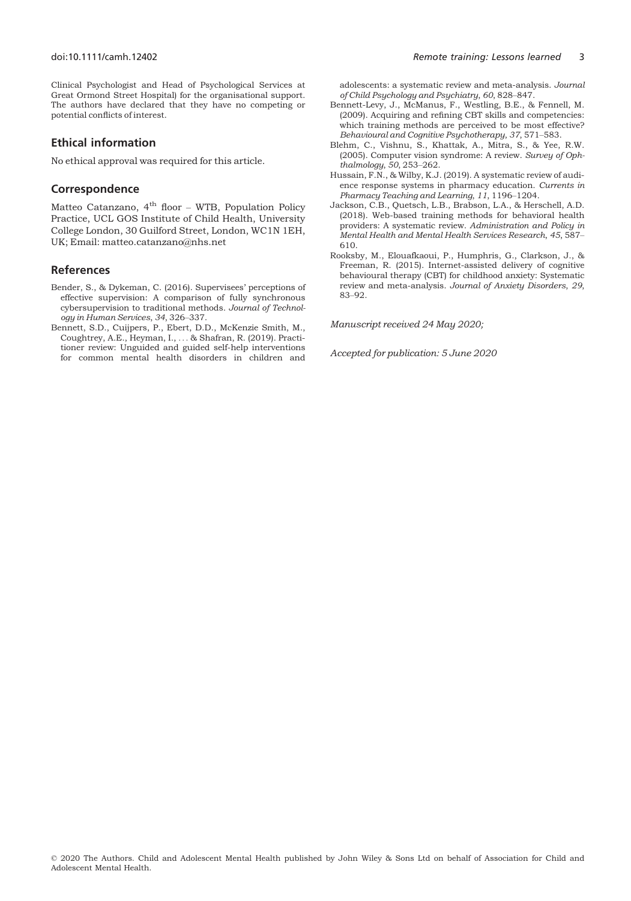Clinical Psychologist and Head of Psychological Services at Great Ormond Street Hospital) for the organisational support. The authors have declared that they have no competing or potential conflicts of interest.

## Ethical information

No ethical approval was required for this article.

## Correspondence

Matteo Catanzano, 4th floor – WTB, Population Policy Practice, UCL GOS Institute of Child Health, University College London, 30 Guilford Street, London, WC1N 1EH, UK; Email: matteo.catanzano@nhs.net

## References

Bender, S., & Dykeman, C. (2016). Supervisees' perceptions of effective supervision: A comparison of fully synchronous cybersupervision to traditional methods. *Journal of Technology in Human Services*, *34*, 326–337.

Bennett, S.D., Cuijpers, P., Ebert, D.D., McKenzie Smith, M., Coughtrey, A.E., Heyman, I., ... & Shafran, R. (2019). Practitioner review: Unguided and guided self-help interventions for common mental health disorders in children and adolescents: a systematic review and meta-analysis. *Journal of Child Psychology and Psychiatry*, *60*, 828–847.

Bennett-Levy, J., McManus, F., Westling, B.E., & Fennell, M. (2009). Acquiring and refining CBT skills and competencies: which training methods are perceived to be most effective? *Behavioural and Cognitive Psychotherapy*, *37*, 571–583.

Blehm, C., Vishnu, S., Khattak, A., Mitra, S., & Yee, R.W. (2005). Computer vision syndrome: A review. *Survey of Ophthalmology*, *50*, 253–262.

Hussain, F.N., & Wilby, K.J. (2019). A systematic review of audience response systems in pharmacy education. *Currents in Pharmacy Teaching and Learning*, *11*, 1196–1204.

Jackson, C.B., Quetsch, L.B., Brabson, L.A., & Herschell, A.D. (2018). Web-based training methods for behavioral health providers: A systematic review. *Administration and Policy in Mental Health and Mental Health Services Research*, *45*, 587–610.

Rooksby, M., Elouafkaoui, P., Humphris, G., Clarkson, J., & Freeman, R. (2015). Internet-assisted delivery of cognitive behavioural therapy (CBT) for childhood anxiety: Systematic review and meta-analysis. *Journal of Anxiety Disorders*, *29*, 83–92.

*Manuscript received 24 May 2020;*

*Accepted for publication: 5 June 2020*